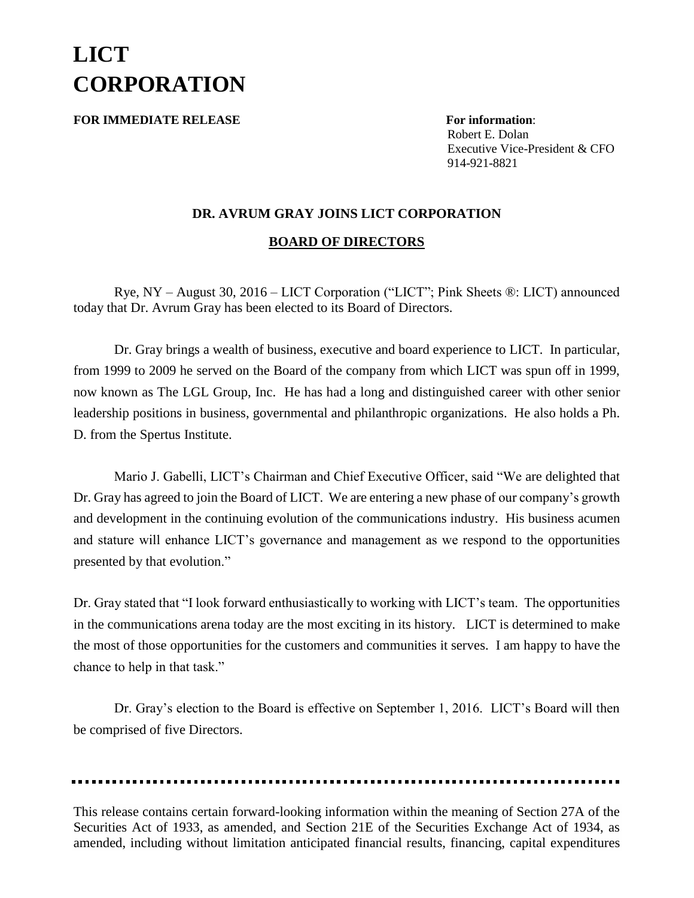# LICT CORPORATION

**FOR IMMEDIATE RELEASE**

**For information**:
Robert E. Dolan
Executive Vice-President & CFO
914-921-8821

## DR. AVRUM GRAY JOINS LICT CORPORATION

## BOARD OF DIRECTORS

Rye, NY – August 30, 2016 – LICT Corporation ("LICT"; Pink Sheets ®: LICT) announced today that Dr. Avrum Gray has been elected to its Board of Directors.

Dr. Gray brings a wealth of business, executive and board experience to LICT. In particular, from 1999 to 2009 he served on the Board of the company from which LICT was spun off in 1999, now known as The LGL Group, Inc. He has had a long and distinguished career with other senior leadership positions in business, governmental and philanthropic organizations. He also holds a Ph. D. from the Spertus Institute.

Mario J. Gabelli, LICT's Chairman and Chief Executive Officer, said "We are delighted that Dr. Gray has agreed to join the Board of LICT. We are entering a new phase of our company's growth and development in the continuing evolution of the communications industry. His business acumen and stature will enhance LICT's governance and management as we respond to the opportunities presented by that evolution."

Dr. Gray stated that "I look forward enthusiastically to working with LICT's team. The opportunities in the communications arena today are the most exciting in its history. LICT is determined to make the most of those opportunities for the customers and communities it serves. I am happy to have the chance to help in that task."

Dr. Gray's election to the Board is effective on September 1, 2016. LICT's Board will then be comprised of five Directors.

---

This release contains certain forward-looking information within the meaning of Section 27A of the Securities Act of 1933, as amended, and Section 21E of the Securities Exchange Act of 1934, as amended, including without limitation anticipated financial results, financing, capital expenditures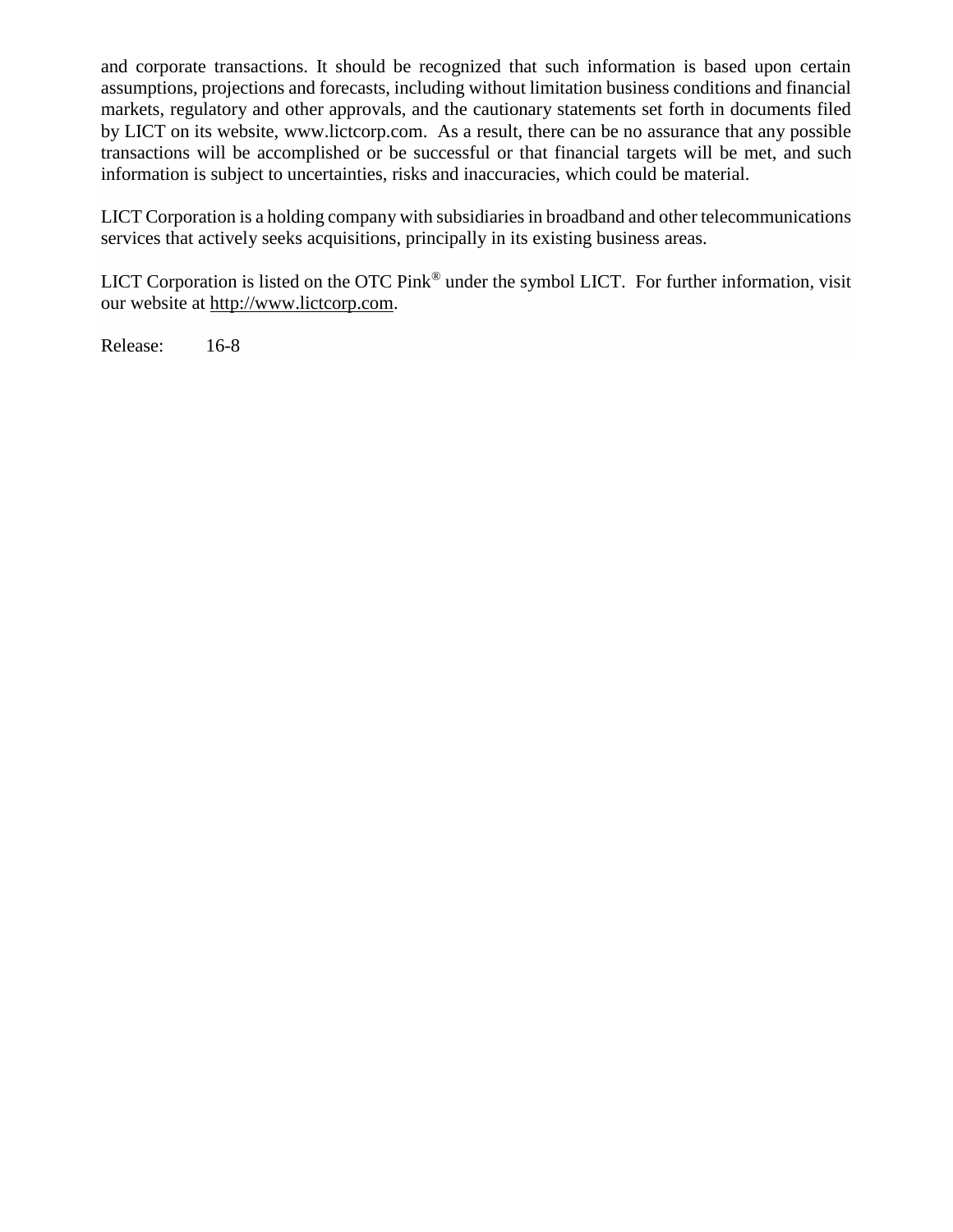and corporate transactions. It should be recognized that such information is based upon certain assumptions, projections and forecasts, including without limitation business conditions and financial markets, regulatory and other approvals, and the cautionary statements set forth in documents filed by LICT on its website, www.lictcorp.com. As a result, there can be no assurance that any possible transactions will be accomplished or be successful or that financial targets will be met, and such information is subject to uncertainties, risks and inaccuracies, which could be material.

LICT Corporation is a holding company with subsidiaries in broadband and other telecommunications services that actively seeks acquisitions, principally in its existing business areas.

LICT Corporation is listed on the OTC Pink® under the symbol LICT. For further information, visit our website at http://www.lictcorp.com.

Release: 16-8